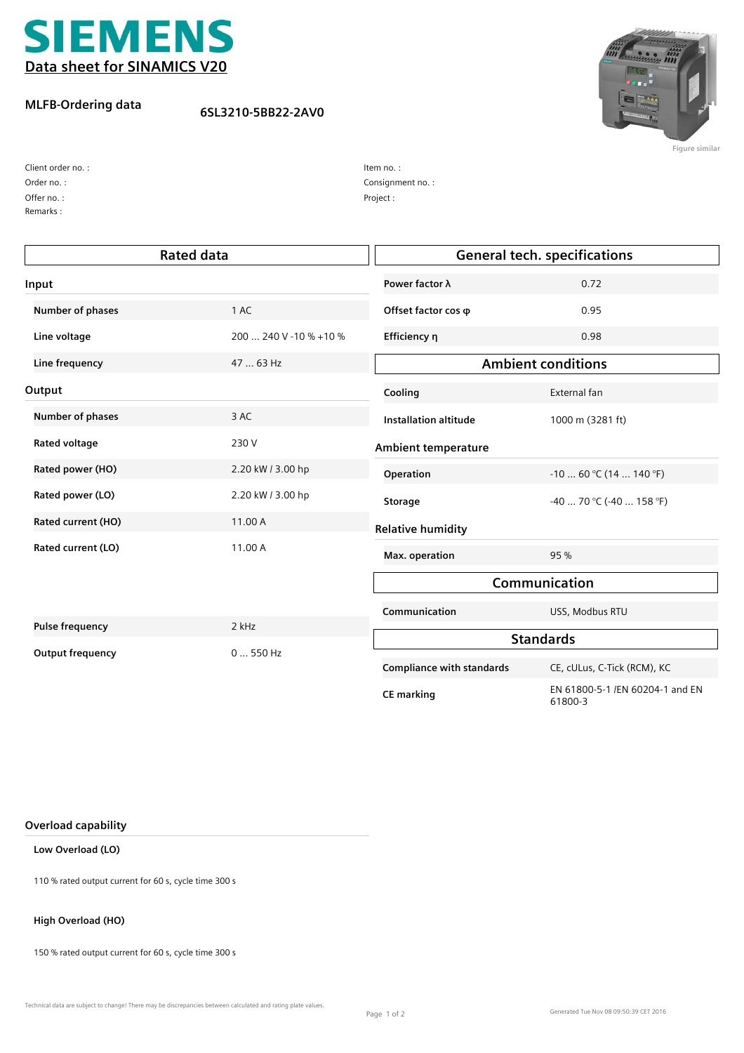# SIEMENS

**Data sheet for SINAMICS V20**

**MLFB-Ordering data** **6SL3210-5BB22-2AV0**

Figure similar

Client order no. :
Order no. :
Offer no. :
Remarks :

Item no. :
Consignment no. :
Project :

## Rated data

### Input

| | |
|---|---|
| **Number of phases** | 1 AC |
| **Line voltage** | 200 ... 240 V -10 % +10 % |
| **Line frequency** | 47 ... 63 Hz |

### Output

| | |
|---|---|
| **Number of phases** | 3 AC |
| **Rated voltage** | 230 V |
| **Rated power (HO)** | 2.20 kW / 3.00 hp |
| **Rated power (LO)** | 2.20 kW / 3.00 hp |
| **Rated current (HO)** | 11.00 A |
| **Rated current (LO)** | 11.00 A |
| **Pulse frequency** | 2 kHz |
| **Output frequency** | 0 ... 550 Hz |

## General tech. specifications

| | |
|---|---|
| **Power factor λ** | 0.72 |
| **Offset factor cos φ** | 0.95 |
| **Efficiency η** | 0.98 |

## Ambient conditions

| | |
|---|---|
| **Cooling** | External fan |
| **Installation altitude** | 1000 m (3281 ft) |

### Ambient temperature

| | |
|---|---|
| **Operation** | -10 ... 60 °C (14 ... 140 °F) |
| **Storage** | -40 ... 70 °C (-40 ... 158 °F) |

### Relative humidity

| | |
|---|---|
| **Max. operation** | 95 % |

## Communication

| | |
|---|---|
| **Communication** | USS, Modbus RTU |

## Standards

| | |
|---|---|
| **Compliance with standards** | CE, cULus, C-Tick (RCM), KC |
| **CE marking** | EN 61800-5-1 /EN 60204-1 and EN 61800-3 |

### Overload capability

**Low Overload (LO)**

110 % rated output current for 60 s, cycle time 300 s

**High Overload (HO)**

150 % rated output current for 60 s, cycle time 300 s

Technical data are subject to change! There may be discrepancies between calculated and rating plate values.

Generated Tue Nov 08 09:50:39 CET 2016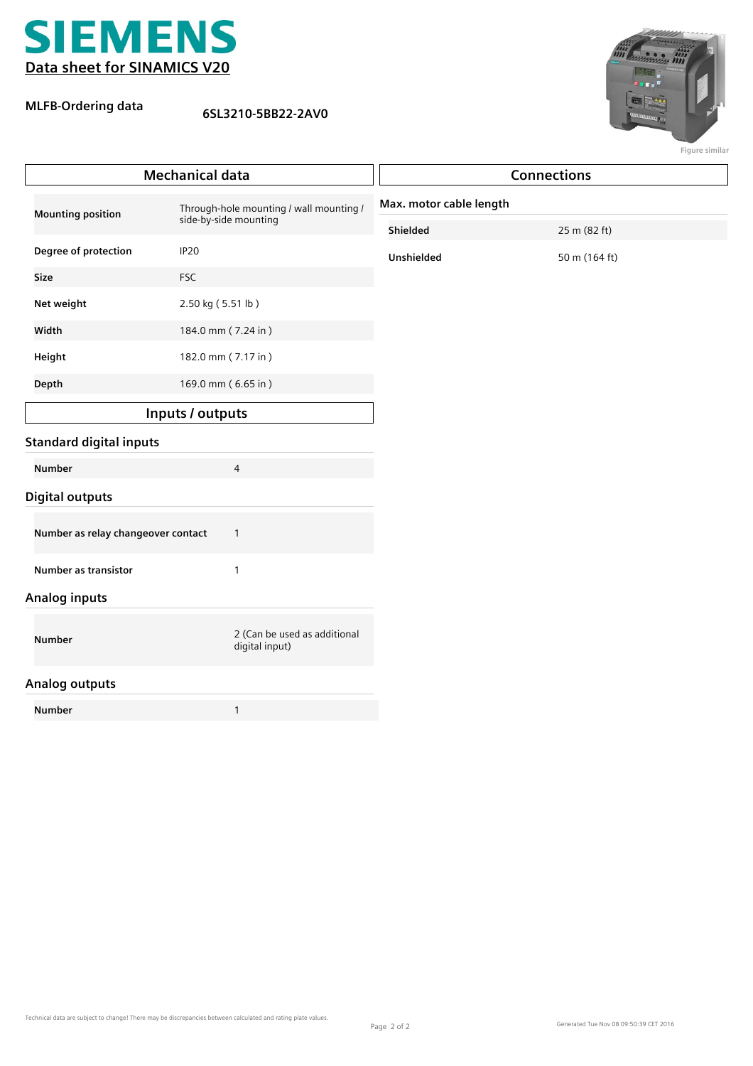# SIEMENS

**Data sheet for SINAMICS V20**

**MLFB-Ordering data** 6SL3210-5BB22-2AV0

Figure similar

## Mechanical data

| | |
|---|---|
| **Mounting position** | Through-hole mounting / wall mounting / side-by-side mounting |
| **Degree of protection** | IP20 |
| **Size** | FSC |
| **Net weight** | 2.50 kg ( 5.51 lb ) |
| **Width** | 184.0 mm ( 7.24 in ) |
| **Height** | 182.0 mm ( 7.17 in ) |
| **Depth** | 169.0 mm ( 6.65 in ) |

## Inputs / outputs

### Standard digital inputs

| | |
|---|---|
| **Number** | 4 |

### Digital outputs

| | |
|---|---|
| **Number as relay changeover contact** | 1 |
| **Number as transistor** | 1 |

### Analog inputs

| | |
|---|---|
| **Number** | 2 (Can be used as additional digital input) |

### Analog outputs

| | |
|---|---|
| **Number** | 1 |

## Connections

### Max. motor cable length

| | |
|---|---|
| **Shielded** | 25 m (82 ft) |
| **Unshielded** | 50 m (164 ft) |

Technical data are subject to change! There may be discrepancies between calculated and rating plate values.

Generated Tue Nov 08 09:50:39 CET 2016